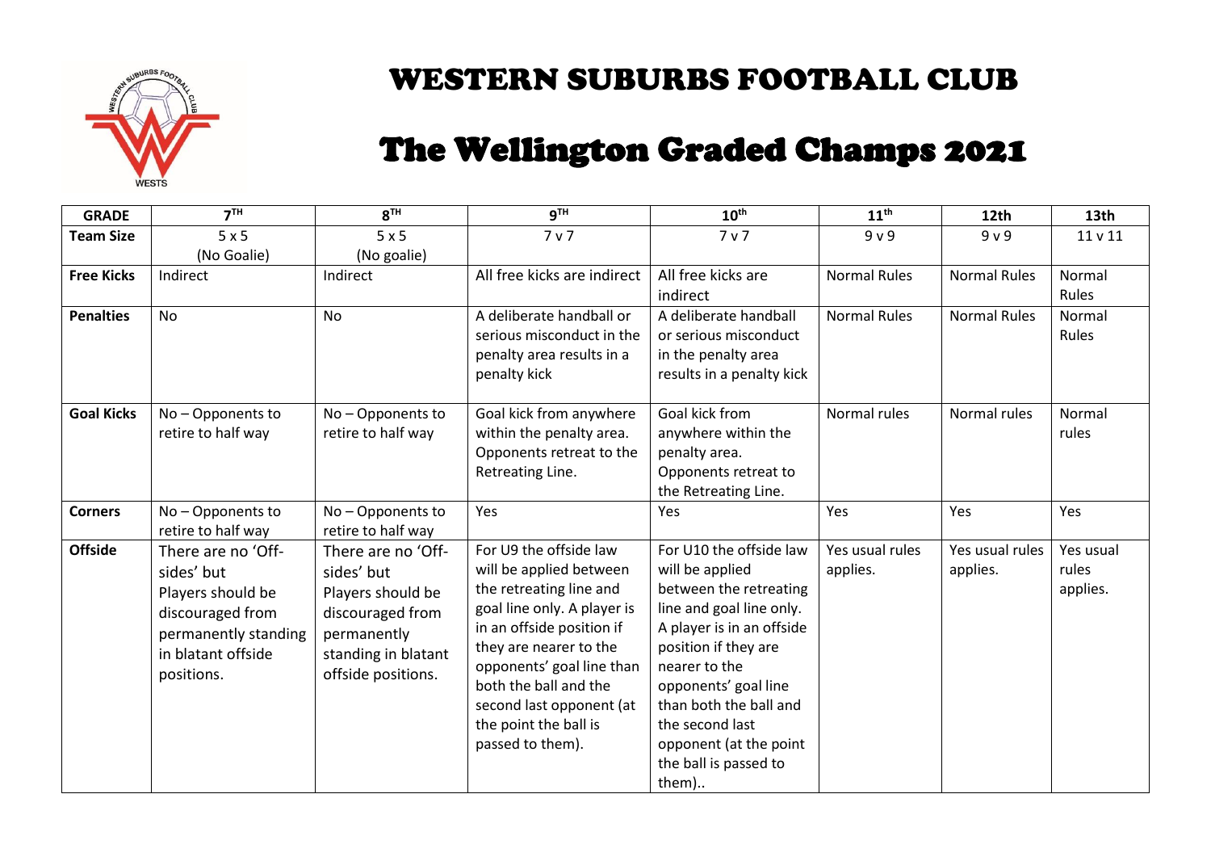# WESTERN SUBURBS FOOTBALL CLUB

## The Wellington Graded Champs 2021

| GRADE | 7TH | 8TH | 9TH | 10th | 11th | 12th | 13th |
|---|---|---|---|---|---|---|---|
| **Team Size** | 5 x 5 (No Goalie) | 5 x 5 (No goalie) | 7 v 7 | 7 v 7 | 9 v 9 | 9 v 9 | 11 v 11 |
| **Free Kicks** | Indirect | Indirect | All free kicks are indirect | All free kicks are indirect | Normal Rules | Normal Rules | Normal Rules |
| **Penalties** | No | No | A deliberate handball or serious misconduct in the penalty area results in a penalty kick | A deliberate handball or serious misconduct in the penalty area results in a penalty kick | Normal Rules | Normal Rules | Normal Rules |
| **Goal Kicks** | No – Opponents to retire to half way | No – Opponents to retire to half way | Goal kick from anywhere within the penalty area. Opponents retreat to the Retreating Line. | Goal kick from anywhere within the penalty area. Opponents retreat to the Retreating Line. | Normal rules | Normal rules | Normal rules |
| **Corners** | No – Opponents to retire to half way | No – Opponents to retire to half way | Yes | Yes | Yes | Yes | Yes |
| **Offside** | There are no 'Off-sides' but Players should be discouraged from permanently standing in blatant offside positions. | There are no 'Off-sides' but Players should be discouraged from permanently standing in blatant offside positions. | For U9 the offside law will be applied between the retreating line and goal line only. A player is in an offside position if they are nearer to the opponents' goal line than both the ball and the second last opponent (at the point the ball is passed to them). | For U10 the offside law will be applied between the retreating line and goal line only. A player is in an offside position if they are nearer to the opponents' goal line than both the ball and the second last opponent (at the point the ball is passed to them).. | Yes usual rules applies. | Yes usual rules applies. | Yes usual rules applies. |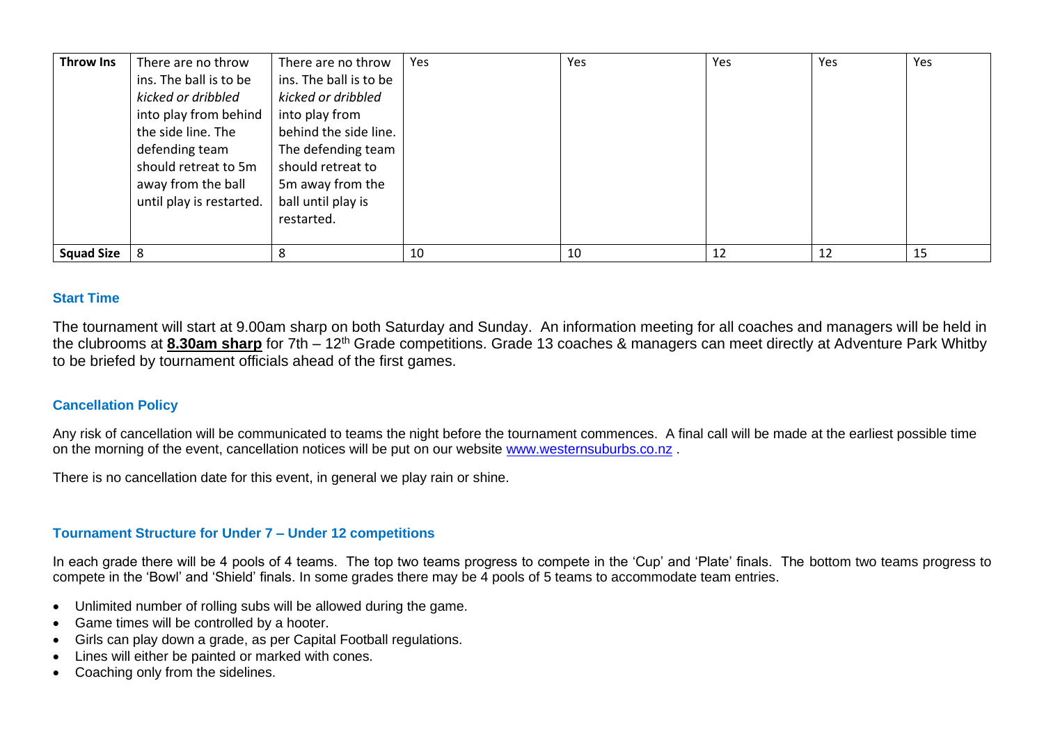| Throw Ins | There are no throw ins. The ball is to be *kicked or dribbled* into play from behind the side line. The defending team should retreat to 5m away from the ball until play is restarted. | There are no throw ins. The ball is to be *kicked or dribbled* into play from behind the side line. The defending team should retreat to 5m away from the ball until play is restarted. | Yes | Yes | Yes | Yes | Yes |
|---|---|---|---|---|---|---|---|
| **Squad Size** | 8 | 8 | 10 | 10 | 12 | 12 | 15 |

### Start Time

The tournament will start at 9.00am sharp on both Saturday and Sunday. An information meeting for all coaches and managers will be held in the clubrooms at **8.30am sharp** for 7th – 12th Grade competitions. Grade 13 coaches & managers can meet directly at Adventure Park Whitby to be briefed by tournament officials ahead of the first games.

### Cancellation Policy

Any risk of cancellation will be communicated to teams the night before the tournament commences. A final call will be made at the earliest possible time on the morning of the event, cancellation notices will be put on our website www.westernsuburbs.co.nz .

There is no cancellation date for this event, in general we play rain or shine.

### Tournament Structure for Under 7 – Under 12 competitions

In each grade there will be 4 pools of 4 teams. The top two teams progress to compete in the 'Cup' and 'Plate' finals. The bottom two teams progress to compete in the 'Bowl' and 'Shield' finals. In some grades there may be 4 pools of 5 teams to accommodate team entries.

- Unlimited number of rolling subs will be allowed during the game.
- Game times will be controlled by a hooter.
- Girls can play down a grade, as per Capital Football regulations.
- Lines will either be painted or marked with cones.
- Coaching only from the sidelines.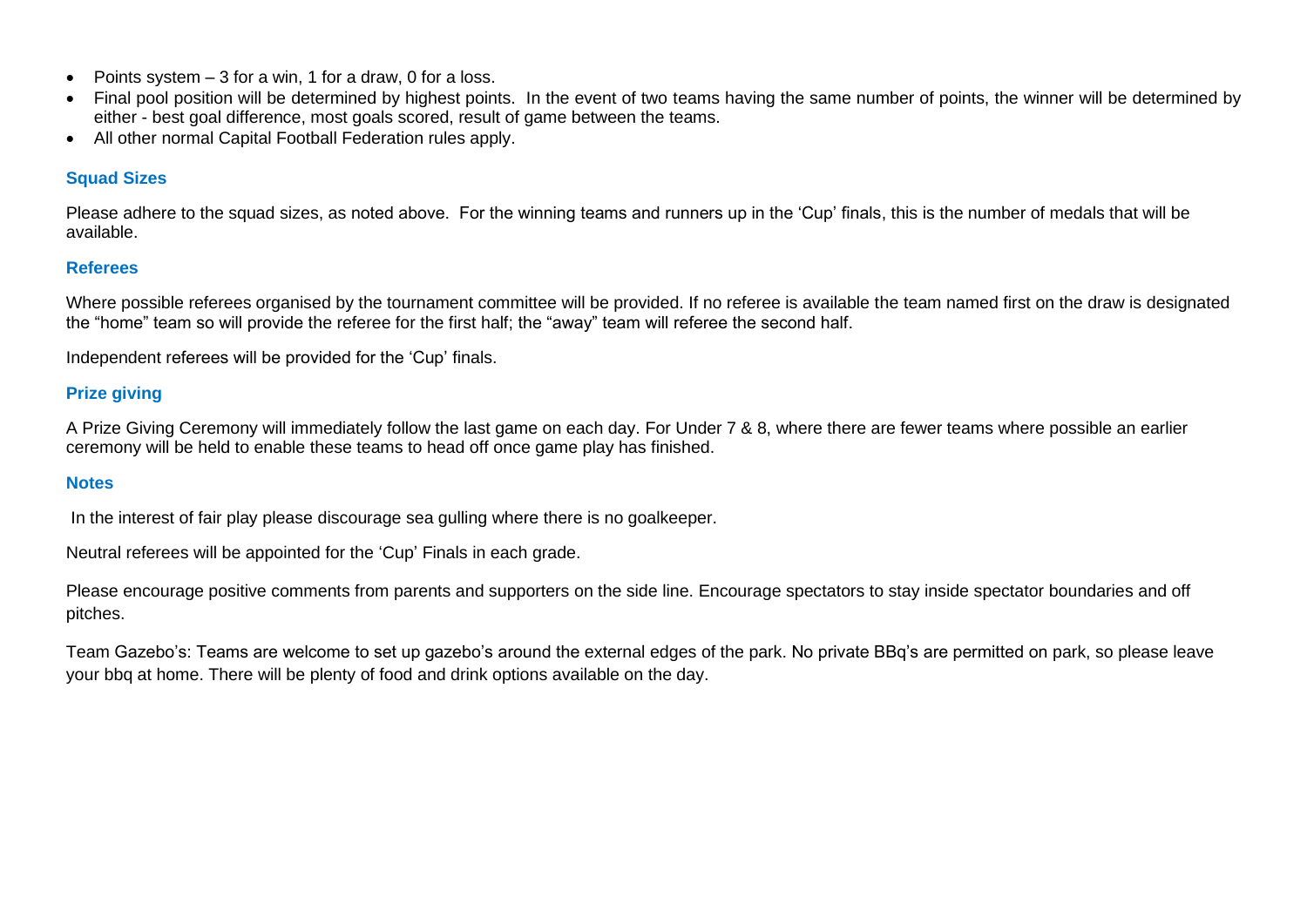- Points system – 3 for a win, 1 for a draw, 0 for a loss.
- Final pool position will be determined by highest points. In the event of two teams having the same number of points, the winner will be determined by either - best goal difference, most goals scored, result of game between the teams.
- All other normal Capital Football Federation rules apply.

### Squad Sizes

Please adhere to the squad sizes, as noted above. For the winning teams and runners up in the 'Cup' finals, this is the number of medals that will be available.

### Referees

Where possible referees organised by the tournament committee will be provided. If no referee is available the team named first on the draw is designated the "home" team so will provide the referee for the first half; the "away" team will referee the second half.

Independent referees will be provided for the 'Cup' finals.

### Prize giving

A Prize Giving Ceremony will immediately follow the last game on each day. For Under 7 & 8, where there are fewer teams where possible an earlier ceremony will be held to enable these teams to head off once game play has finished.

### Notes

In the interest of fair play please discourage sea gulling where there is no goalkeeper.

Neutral referees will be appointed for the 'Cup' Finals in each grade.

Please encourage positive comments from parents and supporters on the side line. Encourage spectators to stay inside spectator boundaries and off pitches.

Team Gazebo's: Teams are welcome to set up gazebo's around the external edges of the park. No private BBq's are permitted on park, so please leave your bbq at home. There will be plenty of food and drink options available on the day.